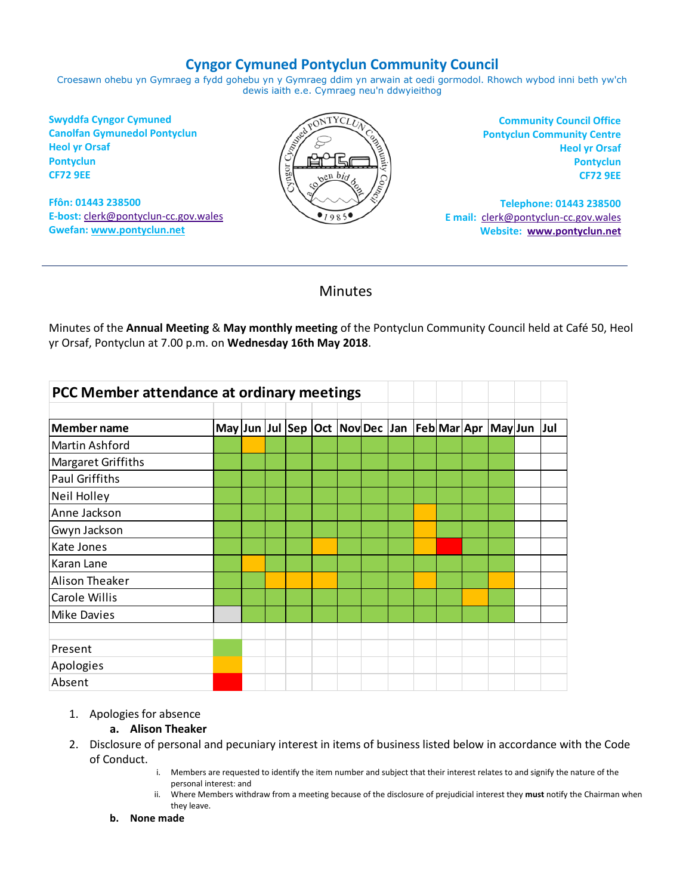# Cyngor Cymuned Pontyclun Community Council

Croesawn ohebu yn Gymraeg a fydd gohebu yn y Gymraeg ddim yn arwain at oedi gormodol. Rhowch wybod inni beth yw'ch dewis iaith e.e. Cymraeg neu'n ddwyieithog

**Swyddfa Cyngor Cymuned**
**Canolfan Gymunedol Pontyclun**
**Heol yr Orsaf**
**Pontyclun**
**CF72 9EE**

**Ffôn: 01443 238500**
**E-bost:** clerk@pontyclun-cc.gov.wales
**Gwefan:** www.pontyclun.net

**Community Council Office**
**Pontyclun Community Centre**
**Heol yr Orsaf**
**Pontyclun**
**CF72 9EE**

**Telephone: 01443 238500**
**E mail:** clerk@pontyclun-cc.gov.wales
**Website:** www.pontyclun.net

---

## Minutes

Minutes of the **Annual Meeting** & **May monthly meeting** of the Pontyclun Community Council held at Café 50, Heol yr Orsaf, Pontyclun at 7.00 p.m. on **Wednesday 16th May 2018**.

**PCC Member attendance at ordinary meetings**

| Member name | May | Jun | Jul | Sep | Oct | Nov | Dec | Jan | Feb | Mar | Apr | May | Jun | Jul |
|---|---|---|---|---|---|---|---|---|---|---|---|---|---|---|
| Martin Ashford | Present | Apologies | Present | Present | Present | Present | Present | Present | Present | Present | Present | Present | | |
| Margaret Griffiths | Present | Present | Present | Present | Present | Present | Present | Present | Present | Present | Present | Present | | |
| Paul Griffiths | Present | Present | Present | Present | Present | Present | Present | Present | Present | Present | Present | Present | | |
| Neil Holley | Present | Present | Present | Present | Present | Present | Present | Present | Present | Present | Present | Present | | |
| Anne Jackson | Present | Present | Present | Present | Present | Present | Present | Present | Apologies | Present | Present | Present | | |
| Gwyn Jackson | Present | Present | Present | Present | Present | Present | Present | Present | Apologies | Present | Present | Present | | |
| Kate Jones | Present | Present | Present | Present | Apologies | Present | Present | Present | Apologies | Absent | Present | Present | | |
| Karan Lane | Present | Apologies | Present | Present | Present | Present | Present | Present | Present | Present | Present | Present | | |
| Alison Theaker | Present | Present | Apologies | Apologies | Apologies | Present | Present | Present | Apologies | Present | Present | Apologies | | |
| Carole Willis | Present | Present | Present | Present | Present | Present | Present | Present | Present | Present | Apologies | Present | | |
| Mike Davies | – | Present | Present | Present | Present | Present | Present | Present | Present | Present | Present | Present | | |

Key: Present (green), Apologies (amber), Absent (red)

1. Apologies for absence
   a. **Alison Theaker**
2. Disclosure of personal and pecuniary interest in items of business listed below in accordance with the Code of Conduct.
   i. Members are requested to identify the item number and subject that their interest relates to and signify the nature of the personal interest: and
   ii. Where Members withdraw from a meeting because of the disclosure of prejudicial interest they **must** notify the Chairman when they leave.

   b. **None made**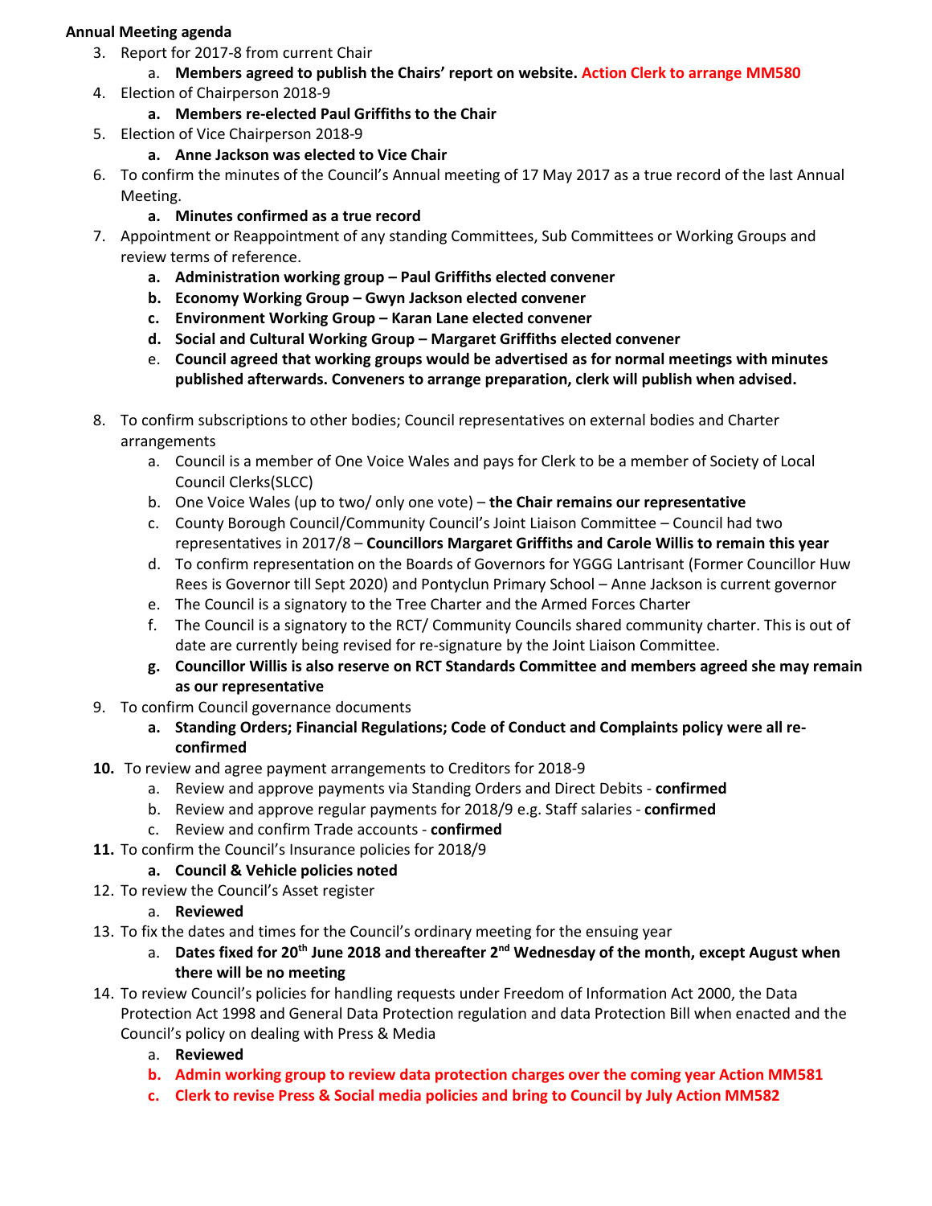**Annual Meeting agenda**

3. Report for 2017-8 from current Chair
   a. **Members agreed to publish the Chairs' report on website. Action Clerk to arrange MM580**
4. Election of Chairperson 2018-9
   a. **Members re-elected Paul Griffiths to the Chair**
5. Election of Vice Chairperson 2018-9
   a. **Anne Jackson was elected to Vice Chair**
6. To confirm the minutes of the Council's Annual meeting of 17 May 2017 as a true record of the last Annual Meeting.
   a. **Minutes confirmed as a true record**
7. Appointment or Reappointment of any standing Committees, Sub Committees or Working Groups and review terms of reference.
   a. **Administration working group – Paul Griffiths elected convener**
   b. **Economy Working Group – Gwyn Jackson elected convener**
   c. **Environment Working Group – Karan Lane elected convener**
   d. **Social and Cultural Working Group – Margaret Griffiths elected convener**
   e. **Council agreed that working groups would be advertised as for normal meetings with minutes published afterwards. Conveners to arrange preparation, clerk will publish when advised.**
8. To confirm subscriptions to other bodies; Council representatives on external bodies and Charter arrangements
   a. Council is a member of One Voice Wales and pays for Clerk to be a member of Society of Local Council Clerks(SLCC)
   b. One Voice Wales (up to two/ only one vote) – **the Chair remains our representative**
   c. County Borough Council/Community Council's Joint Liaison Committee – Council had two representatives in 2017/8 – **Councillors Margaret Griffiths and Carole Willis to remain this year**
   d. To confirm representation on the Boards of Governors for YGGG Lantrisant (Former Councillor Huw Rees is Governor till Sept 2020) and Pontyclun Primary School – Anne Jackson is current governor
   e. The Council is a signatory to the Tree Charter and the Armed Forces Charter
   f. The Council is a signatory to the RCT/ Community Councils shared community charter. This is out of date are currently being revised for re-signature by the Joint Liaison Committee.
   g. **Councillor Willis is also reserve on RCT Standards Committee and members agreed she may remain as our representative**
9. To confirm Council governance documents
   a. **Standing Orders; Financial Regulations; Code of Conduct and Complaints policy were all re-confirmed**
10. To review and agree payment arrangements to Creditors for 2018-9
    a. Review and approve payments via Standing Orders and Direct Debits - **confirmed**
    b. Review and approve regular payments for 2018/9 e.g. Staff salaries - **confirmed**
    c. Review and confirm Trade accounts - **confirmed**
11. To confirm the Council's Insurance policies for 2018/9
    a. **Council & Vehicle policies noted**
12. To review the Council's Asset register
    a. **Reviewed**
13. To fix the dates and times for the Council's ordinary meeting for the ensuing year
    a. **Dates fixed for 20th June 2018 and thereafter 2nd Wednesday of the month, except August when there will be no meeting**
14. To review Council's policies for handling requests under Freedom of Information Act 2000, the Data Protection Act 1998 and General Data Protection regulation and data Protection Bill when enacted and the Council's policy on dealing with Press & Media
    a. **Reviewed**
    b. **Admin working group to review data protection charges over the coming year Action MM581**
    c. **Clerk to revise Press & Social media policies and bring to Council by July Action MM582**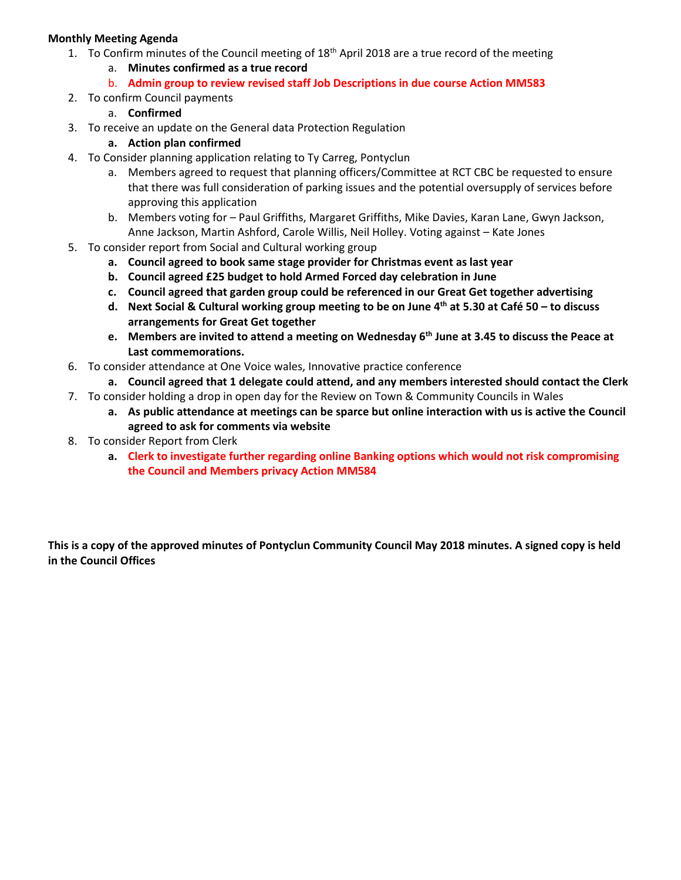**Monthly Meeting Agenda**

1. To Confirm minutes of the Council meeting of 18th April 2018 are a true record of the meeting
   a. **Minutes confirmed as a true record**
   b. **Admin group to review revised staff Job Descriptions in due course Action MM583**
2. To confirm Council payments
   a. **Confirmed**
3. To receive an update on the General data Protection Regulation
   a. **Action plan confirmed**
4. To Consider planning application relating to Ty Carreg, Pontyclun
   a. Members agreed to request that planning officers/Committee at RCT CBC be requested to ensure that there was full consideration of parking issues and the potential oversupply of services before approving this application
   b. Members voting for – Paul Griffiths, Margaret Griffiths, Mike Davies, Karan Lane, Gwyn Jackson, Anne Jackson, Martin Ashford, Carole Willis, Neil Holley. Voting against – Kate Jones
5. To consider report from Social and Cultural working group
   a. **Council agreed to book same stage provider for Christmas event as last year**
   b. **Council agreed £25 budget to hold Armed Forced day celebration in June**
   c. **Council agreed that garden group could be referenced in our Great Get together advertising**
   d. **Next Social & Cultural working group meeting to be on June 4th at 5.30 at Café 50 – to discuss arrangements for Great Get together**
   e. **Members are invited to attend a meeting on Wednesday 6th June at 3.45 to discuss the Peace at Last commemorations.**
6. To consider attendance at One Voice wales, Innovative practice conference
   a. **Council agreed that 1 delegate could attend, and any members interested should contact the Clerk**
7. To consider holding a drop in open day for the Review on Town & Community Councils in Wales
   a. **As public attendance at meetings can be sparce but online interaction with us is active the Council agreed to ask for comments via website**
8. To consider Report from Clerk
   a. **Clerk to investigate further regarding online Banking options which would not risk compromising the Council and Members privacy Action MM584**

**This is a copy of the approved minutes of Pontyclun Community Council May 2018 minutes. A signed copy is held in the Council Offices**